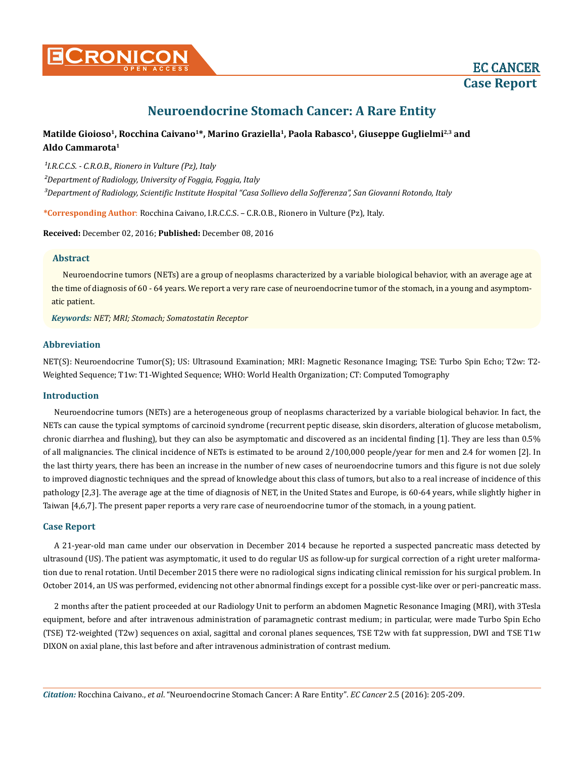# Neuroendocrine Stomach Cancer: A Rare Entity

**Matilde Gioioso[1], Rocchina Caivano[1]*, Marino Graziella[1], Paola Rabasco[1], Giuseppe Guglielmi[2,3] and Aldo Cammarota[1]**

*[1]I.R.C.C.S. - C.R.O.B., Rionero in Vulture (Pz), Italy*

*[2]Department of Radiology, University of Foggia, Foggia, Italy*

*[3]Department of Radiology, Scientific Institute Hospital "Casa Sollievo della Sofferenza", San Giovanni Rotondo, Italy*

**\*Corresponding Author:** Rocchina Caivano, I.R.C.C.S. – C.R.O.B., Rionero in Vulture (Pz), Italy.

**Received:** December 02, 2016; **Published:** December 08, 2016

## Abstract

Neuroendocrine tumors (NETs) are a group of neoplasms characterized by a variable biological behavior, with an average age at the time of diagnosis of 60 - 64 years. We report a very rare case of neuroendocrine tumor of the stomach, in a young and asymptomatic patient.

***Keywords:*** *NET; MRI; Stomach; Somatostatin Receptor*

## Abbreviation

NET(S): Neuroendocrine Tumor(S); US: Ultrasound Examination; MRI: Magnetic Resonance Imaging; TSE: Turbo Spin Echo; T2w: T2-Weighted Sequence; T1w: T1-Wighted Sequence; WHO: World Health Organization; CT: Computed Tomography

## Introduction

Neuroendocrine tumors (NETs) are a heterogeneous group of neoplasms characterized by a variable biological behavior. In fact, the NETs can cause the typical symptoms of carcinoid syndrome (recurrent peptic disease, skin disorders, alteration of glucose metabolism, chronic diarrhea and flushing), but they can also be asymptomatic and discovered as an incidental finding [1]. They are less than 0.5% of all malignancies. The clinical incidence of NETs is estimated to be around 2/100,000 people/year for men and 2.4 for women [2]. In the last thirty years, there has been an increase in the number of new cases of neuroendocrine tumors and this figure is not due solely to improved diagnostic techniques and the spread of knowledge about this class of tumors, but also to a real increase of incidence of this pathology [2,3]. The average age at the time of diagnosis of NET, in the United States and Europe, is 60-64 years, while slightly higher in Taiwan [4,6,7]. The present paper reports a very rare case of neuroendocrine tumor of the stomach, in a young patient.

## Case Report

A 21-year-old man came under our observation in December 2014 because he reported a suspected pancreatic mass detected by ultrasound (US). The patient was asymptomatic, it used to do regular US as follow-up for surgical correction of a right ureter malformation due to renal rotation. Until December 2015 there were no radiological signs indicating clinical remission for his surgical problem. In October 2014, an US was performed, evidencing not other abnormal findings except for a possible cyst-like over or peri-pancreatic mass.

2 months after the patient proceeded at our Radiology Unit to perform an abdomen Magnetic Resonance Imaging (MRI), with 3Tesla equipment, before and after intravenous administration of paramagnetic contrast medium; in particular, were made Turbo Spin Echo (TSE) T2-weighted (T2w) sequences on axial, sagittal and coronal planes sequences, TSE T2w with fat suppression, DWI and TSE T1w DIXON on axial plane, this last before and after intravenous administration of contrast medium.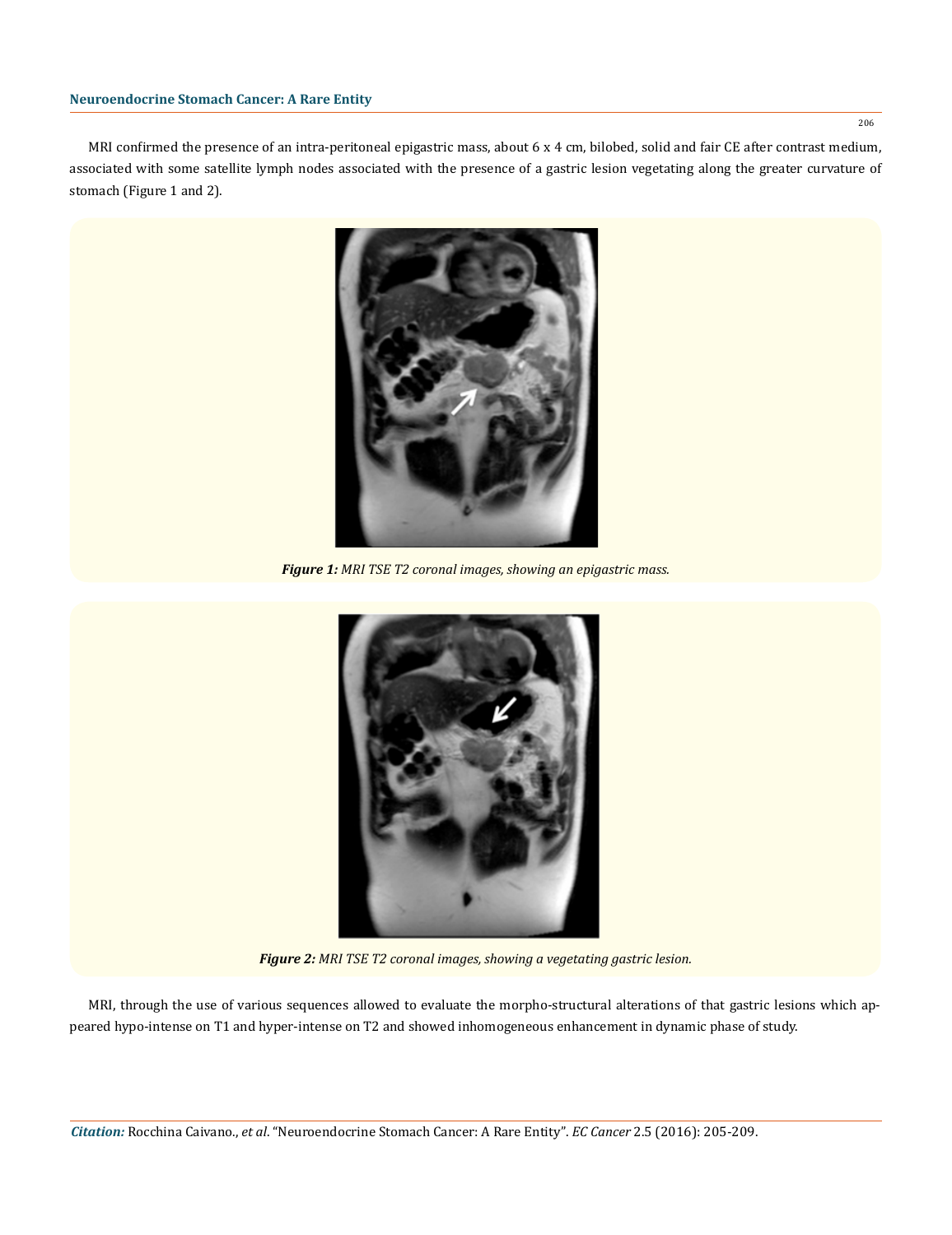MRI confirmed the presence of an intra-peritoneal epigastric mass, about 6 x 4 cm, bilobed, solid and fair CE after contrast medium, associated with some satellite lymph nodes associated with the presence of a gastric lesion vegetating along the greater curvature of stomach (Figure 1 and 2).

***Figure 1:** MRI TSE T2 coronal images, showing an epigastric mass.*

***Figure 2:** MRI TSE T2 coronal images, showing a vegetating gastric lesion.*

MRI, through the use of various sequences allowed to evaluate the morpho-structural alterations of that gastric lesions which appeared hypo-intense on T1 and hyper-intense on T2 and showed inhomogeneous enhancement in dynamic phase of study.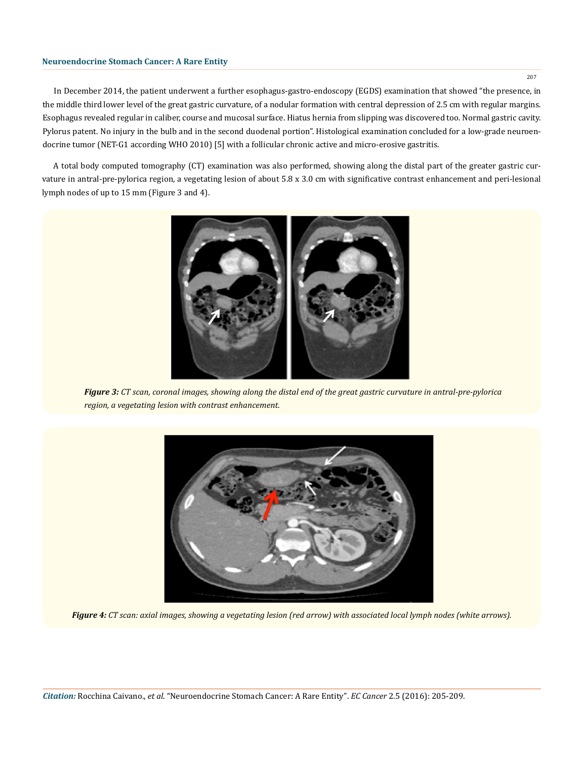In December 2014, the patient underwent a further esophagus-gastro-endoscopy (EGDS) examination that showed "the presence, in the middle third lower level of the great gastric curvature, of a nodular formation with central depression of 2.5 cm with regular margins. Esophagus revealed regular in caliber, course and mucosal surface. Hiatus hernia from slipping was discovered too. Normal gastric cavity. Pylorus patent. No injury in the bulb and in the second duodenal portion". Histological examination concluded for a low-grade neuroendocrine tumor (NET-G1 according WHO 2010) [5] with a follicular chronic active and micro-erosive gastritis.

A total body computed tomography (CT) examination was also performed, showing along the distal part of the greater gastric curvature in antral-pre-pylorica region, a vegetating lesion of about 5.8 x 3.0 cm with significative contrast enhancement and peri-lesional lymph nodes of up to 15 mm (Figure 3 and 4).

***Figure 3:*** *CT scan, coronal images, showing along the distal end of the great gastric curvature in antral-pre-pylorica region, a vegetating lesion with contrast enhancement.*

***Figure 4:*** *CT scan: axial images, showing a vegetating lesion (red arrow) with associated local lymph nodes (white arrows).*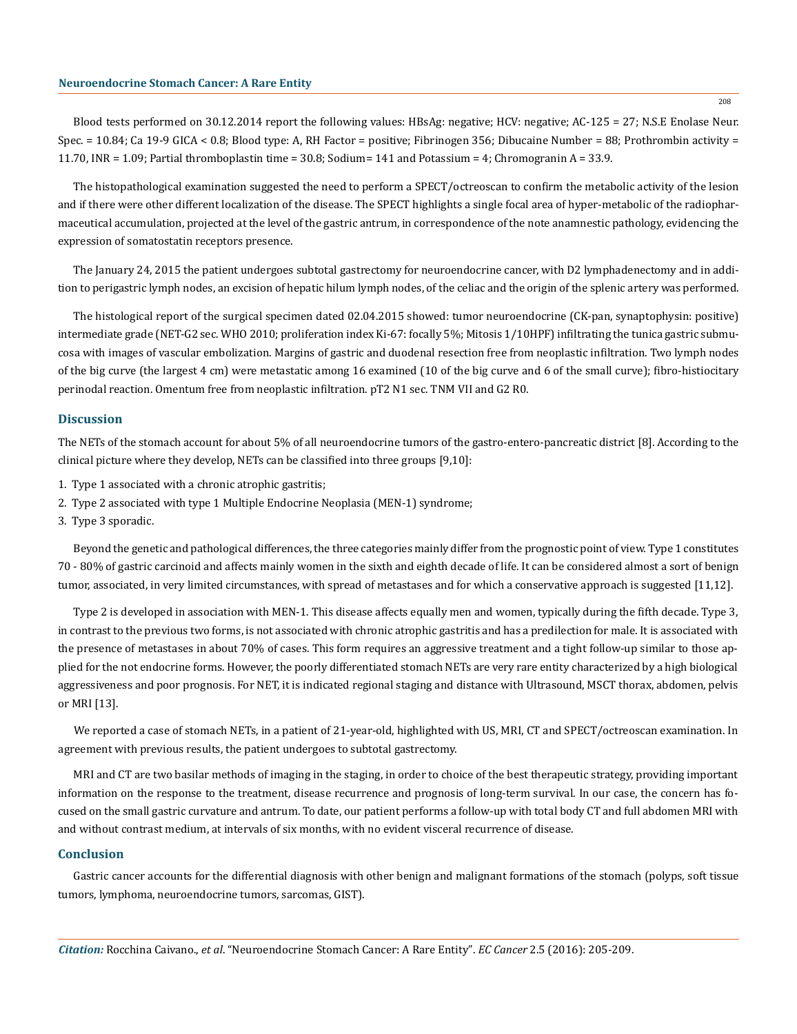Blood tests performed on 30.12.2014 report the following values: HBsAg: negative; HCV: negative; AC-125 = 27; N.S.E Enolase Neur. Spec. = 10.84; Ca 19-9 GICA < 0.8; Blood type: A, RH Factor = positive; Fibrinogen 356; Dibucaine Number = 88; Prothrombin activity = 11.70, INR = 1.09; Partial thromboplastin time = 30.8; Sodium= 141 and Potassium = 4; Chromogranin A = 33.9.

The histopathological examination suggested the need to perform a SPECT/octreoscan to confirm the metabolic activity of the lesion and if there were other different localization of the disease. The SPECT highlights a single focal area of hyper-metabolic of the radiopharmaceutical accumulation, projected at the level of the gastric antrum, in correspondence of the note anamnestic pathology, evidencing the expression of somatostatin receptors presence.

The January 24, 2015 the patient undergoes subtotal gastrectomy for neuroendocrine cancer, with D2 lymphadenectomy and in addition to perigastric lymph nodes, an excision of hepatic hilum lymph nodes, of the celiac and the origin of the splenic artery was performed.

The histological report of the surgical specimen dated 02.04.2015 showed: tumor neuroendocrine (CK-pan, synaptophysin: positive) intermediate grade (NET-G2 sec. WHO 2010; proliferation index Ki-67: focally 5%; Mitosis 1/10HPF) infiltrating the tunica gastric submucosa with images of vascular embolization. Margins of gastric and duodenal resection free from neoplastic infiltration. Two lymph nodes of the big curve (the largest 4 cm) were metastatic among 16 examined (10 of the big curve and 6 of the small curve); fibro-histiocitary perinodal reaction. Omentum free from neoplastic infiltration. pT2 N1 sec. TNM VII and G2 R0.

## Discussion

The NETs of the stomach account for about 5% of all neuroendocrine tumors of the gastro-entero-pancreatic district [8]. According to the clinical picture where they develop, NETs can be classified into three groups [9,10]:

1. Type 1 associated with a chronic atrophic gastritis;
2. Type 2 associated with type 1 Multiple Endocrine Neoplasia (MEN-1) syndrome;
3. Type 3 sporadic.

Beyond the genetic and pathological differences, the three categories mainly differ from the prognostic point of view. Type 1 constitutes 70 - 80% of gastric carcinoid and affects mainly women in the sixth and eighth decade of life. It can be considered almost a sort of benign tumor, associated, in very limited circumstances, with spread of metastases and for which a conservative approach is suggested [11,12].

Type 2 is developed in association with MEN-1. This disease affects equally men and women, typically during the fifth decade. Type 3, in contrast to the previous two forms, is not associated with chronic atrophic gastritis and has a predilection for male. It is associated with the presence of metastases in about 70% of cases. This form requires an aggressive treatment and a tight follow-up similar to those applied for the not endocrine forms. However, the poorly differentiated stomach NETs are very rare entity characterized by a high biological aggressiveness and poor prognosis. For NET, it is indicated regional staging and distance with Ultrasound, MSCT thorax, abdomen, pelvis or MRI [13].

We reported a case of stomach NETs, in a patient of 21-year-old, highlighted with US, MRI, CT and SPECT/octreoscan examination. In agreement with previous results, the patient undergoes to subtotal gastrectomy.

MRI and CT are two basilar methods of imaging in the staging, in order to choice of the best therapeutic strategy, providing important information on the response to the treatment, disease recurrence and prognosis of long-term survival. In our case, the concern has focused on the small gastric curvature and antrum. To date, our patient performs a follow-up with total body CT and full abdomen MRI with and without contrast medium, at intervals of six months, with no evident visceral recurrence of disease.

## Conclusion

Gastric cancer accounts for the differential diagnosis with other benign and malignant formations of the stomach (polyps, soft tissue tumors, lymphoma, neuroendocrine tumors, sarcomas, GIST).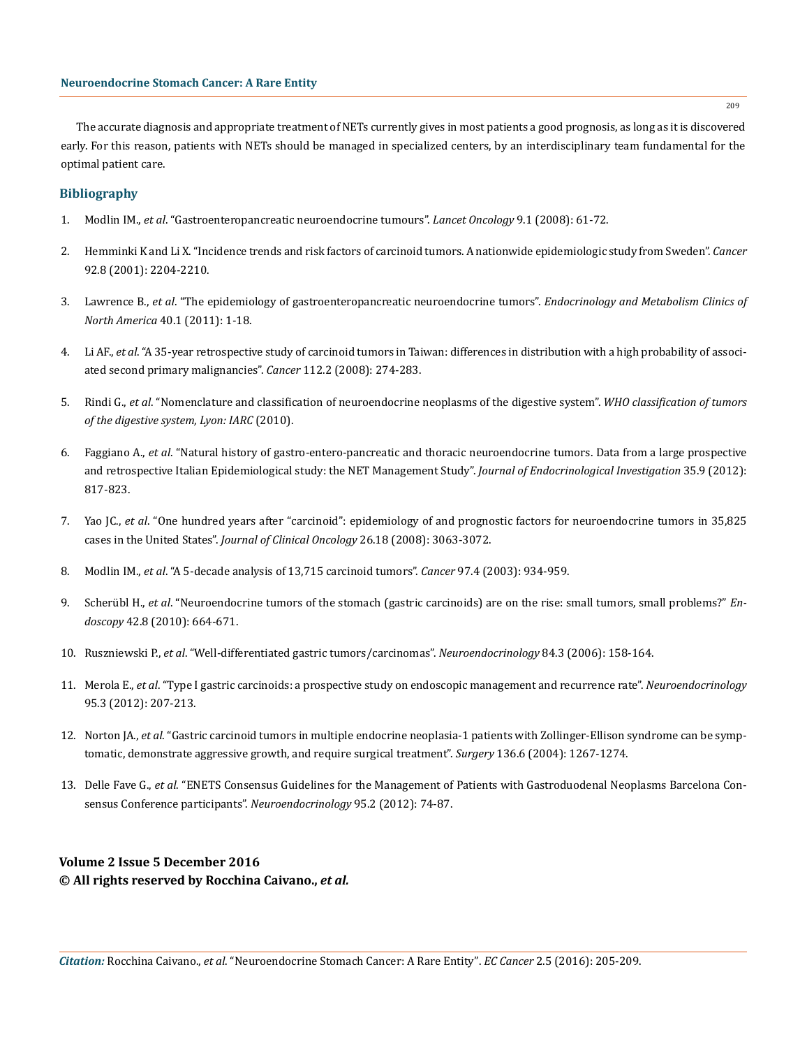The accurate diagnosis and appropriate treatment of NETs currently gives in most patients a good prognosis, as long as it is discovered early. For this reason, patients with NETs should be managed in specialized centers, by an interdisciplinary team fundamental for the optimal patient care.

## Bibliography

1. Modlin IM., *et al*. "Gastroenteropancreatic neuroendocrine tumours". *Lancet Oncology* 9.1 (2008): 61-72.
2. Hemminki K and Li X. "Incidence trends and risk factors of carcinoid tumors. A nationwide epidemiologic study from Sweden". *Cancer* 92.8 (2001): 2204-2210.
3. Lawrence B., *et al*. "The epidemiology of gastroenteropancreatic neuroendocrine tumors". *Endocrinology and Metabolism Clinics of North America* 40.1 (2011): 1-18.
4. Li AF., *et al*. "A 35-year retrospective study of carcinoid tumors in Taiwan: differences in distribution with a high probability of associated second primary malignancies". *Cancer* 112.2 (2008): 274-283.
5. Rindi G., *et al*. "Nomenclature and classification of neuroendocrine neoplasms of the digestive system". *WHO classification of tumors of the digestive system, Lyon: IARC* (2010).
6. Faggiano A., *et al*. "Natural history of gastro-entero-pancreatic and thoracic neuroendocrine tumors. Data from a large prospective and retrospective Italian Epidemiological study: the NET Management Study". *Journal of Endocrinological Investigation* 35.9 (2012): 817-823.
7. Yao JC., *et al*. "One hundred years after "carcinoid": epidemiology of and prognostic factors for neuroendocrine tumors in 35,825 cases in the United States". *Journal of Clinical Oncology* 26.18 (2008): 3063-3072.
8. Modlin IM., *et al*. "A 5-decade analysis of 13,715 carcinoid tumors". *Cancer* 97.4 (2003): 934-959.
9. Scherübl H., *et al*. "Neuroendocrine tumors of the stomach (gastric carcinoids) are on the rise: small tumors, small problems?" *Endoscopy* 42.8 (2010): 664-671.
10. Ruszniewski P., *et al*. "Well-differentiated gastric tumors/carcinomas". *Neuroendocrinology* 84.3 (2006): 158-164.
11. Merola E., *et al*. "Type I gastric carcinoids: a prospective study on endoscopic management and recurrence rate". *Neuroendocrinology* 95.3 (2012): 207-213.
12. Norton JA., *et al*. "Gastric carcinoid tumors in multiple endocrine neoplasia-1 patients with Zollinger-Ellison syndrome can be symptomatic, demonstrate aggressive growth, and require surgical treatment". *Surgery* 136.6 (2004): 1267-1274.
13. Delle Fave G., *et al*. "ENETS Consensus Guidelines for the Management of Patients with Gastroduodenal Neoplasms Barcelona Consensus Conference participants". *Neuroendocrinology* 95.2 (2012): 74-87.

**Volume 2 Issue 5 December 2016**
**© All rights reserved by Rocchina Caivano., *et al.***